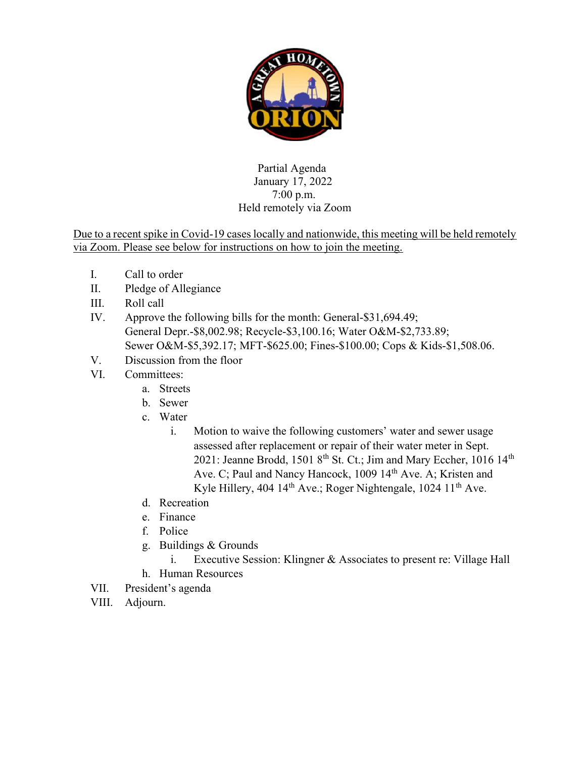Partial Agenda
January 17, 2022
7:00 p.m.
Held remotely via Zoom

Due to a recent spike in Covid-19 cases locally and nationwide, this meeting will be held remotely via Zoom. Please see below for instructions on how to join the meeting.

I. Call to order
II. Pledge of Allegiance
III. Roll call
IV. Approve the following bills for the month: General-$31,694.49; General Depr.-$8,002.98; Recycle-$3,100.16; Water O&M-$2,733.89; Sewer O&M-$5,392.17; MFT-$625.00; Fines-$100.00; Cops & Kids-$1,508.06.
V. Discussion from the floor
VI. Committees:
   a. Streets
   b. Sewer
   c. Water
      i. Motion to waive the following customers' water and sewer usage assessed after replacement or repair of their water meter in Sept. 2021: Jeanne Brodd, 1501 8th St. Ct.; Jim and Mary Eccher, 1016 14th Ave. C; Paul and Nancy Hancock, 1009 14th Ave. A; Kristen and Kyle Hillery, 404 14th Ave.; Roger Nightengale, 1024 11th Ave.
   d. Recreation
   e. Finance
   f. Police
   g. Buildings & Grounds
      i. Executive Session: Klingner & Associates to present re: Village Hall
   h. Human Resources
VII. President's agenda
VIII. Adjourn.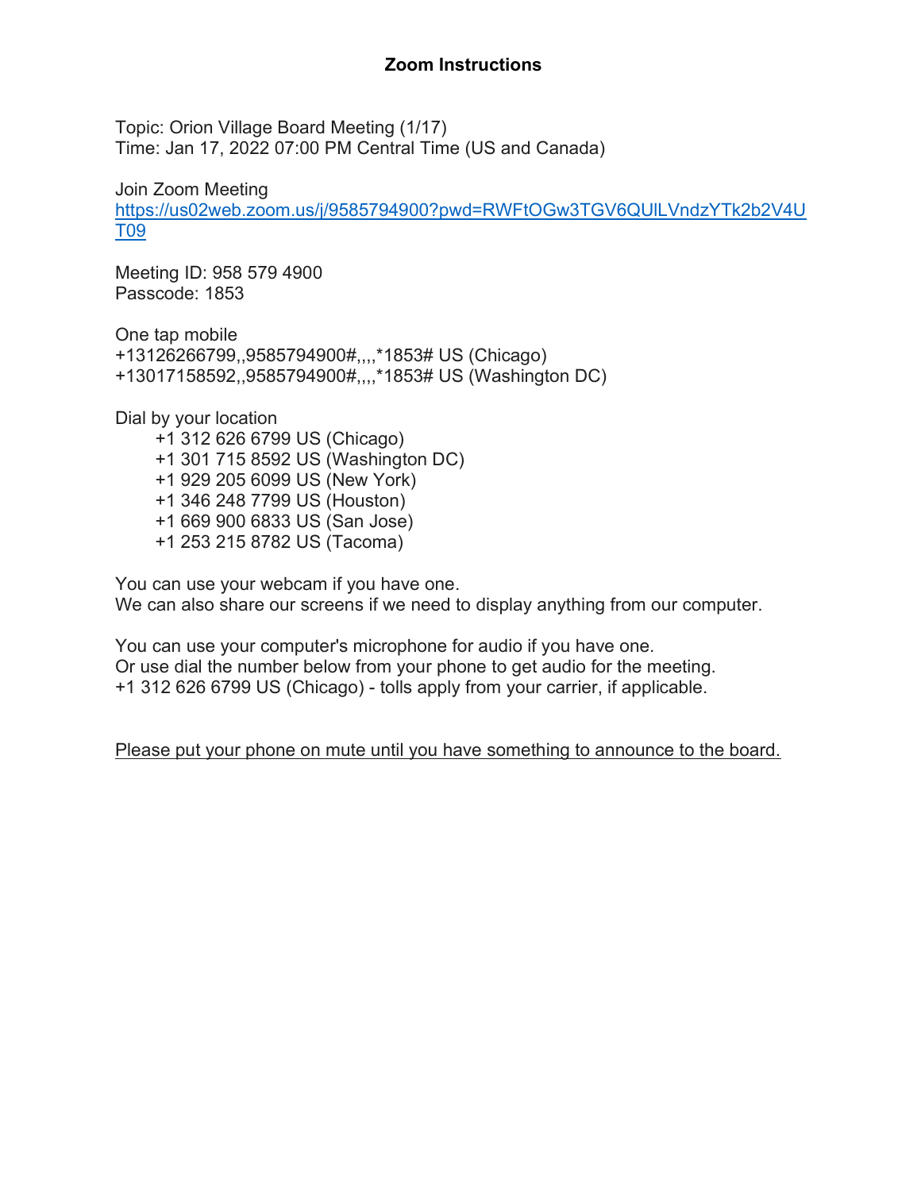# Zoom Instructions

Topic: Orion Village Board Meeting (1/17)
Time: Jan 17, 2022 07:00 PM Central Time (US and Canada)

Join Zoom Meeting
https://us02web.zoom.us/j/9585794900?pwd=RWFtOGw3TGV6QUlLVndzYTk2b2V4UT09

Meeting ID: 958 579 4900
Passcode: 1853

One tap mobile
+13126266799,,9585794900#,,,,*1853# US (Chicago)
+13017158592,,9585794900#,,,,*1853# US (Washington DC)

Dial by your location
- +1 312 626 6799 US (Chicago)
- +1 301 715 8592 US (Washington DC)
- +1 929 205 6099 US (New York)
- +1 346 248 7799 US (Houston)
- +1 669 900 6833 US (San Jose)
- +1 253 215 8782 US (Tacoma)

You can use your webcam if you have one.
We can also share our screens if we need to display anything from our computer.

You can use your computer's microphone for audio if you have one.
Or use dial the number below from your phone to get audio for the meeting.
+1 312 626 6799 US (Chicago) - tolls apply from your carrier, if applicable.

Please put your phone on mute until you have something to announce to the board.